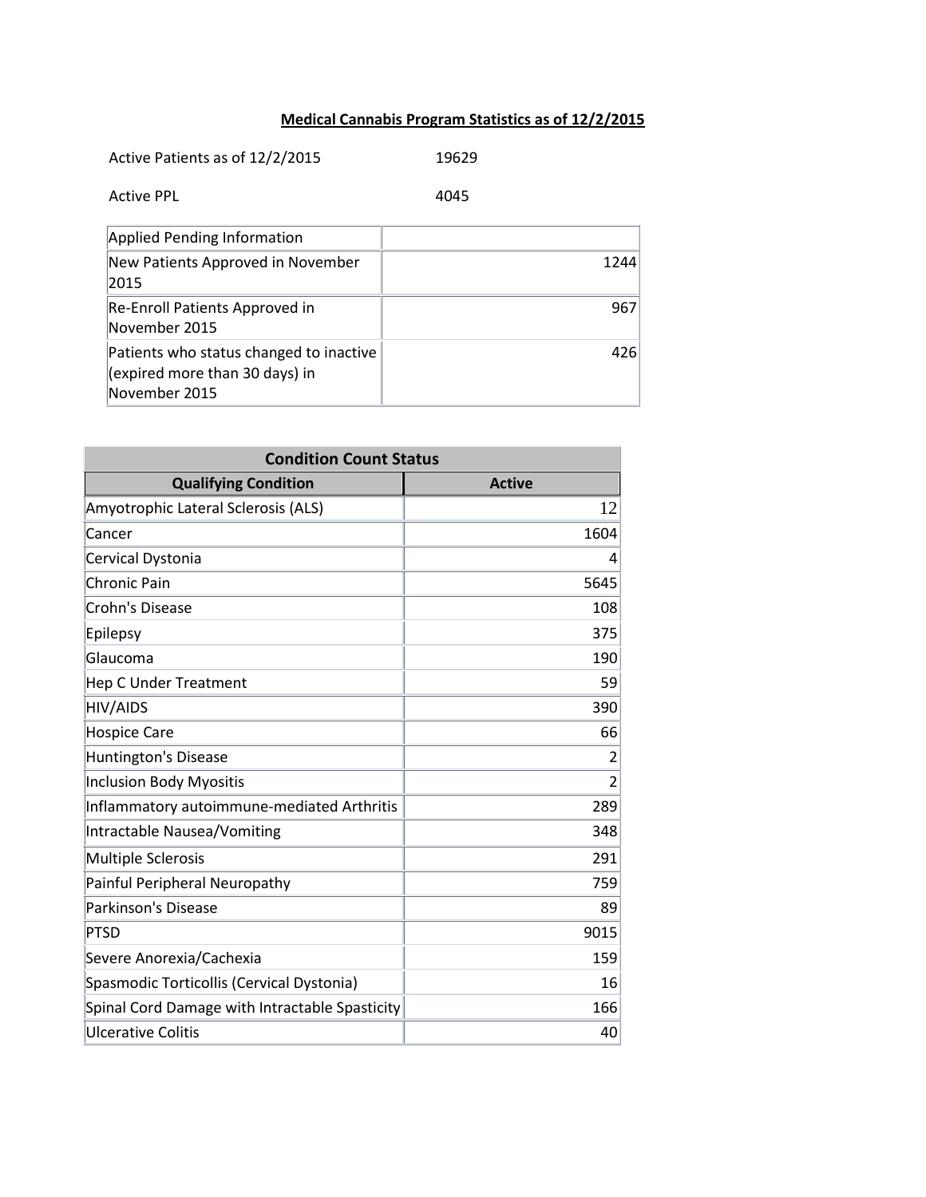**Medical Cannabis Program Statistics as of 12/2/2015**

Active Patients as of 12/2/2015 19629

Active PPL 4045

| | |
|---|---|
| Applied Pending Information | |
| New Patients Approved in November 2015 | 1244 |
| Re-Enroll Patients Approved in November 2015 | 967 |
| Patients who status changed to inactive (expired more than 30 days) in November 2015 | 426 |

| Condition Count Status | |
|---|---|
| **Qualifying Condition** | **Active** |
| Amyotrophic Lateral Sclerosis (ALS) | 12 |
| Cancer | 1604 |
| Cervical Dystonia | 4 |
| Chronic Pain | 5645 |
| Crohn's Disease | 108 |
| Epilepsy | 375 |
| Glaucoma | 190 |
| Hep C Under Treatment | 59 |
| HIV/AIDS | 390 |
| Hospice Care | 66 |
| Huntington's Disease | 2 |
| Inclusion Body Myositis | 2 |
| Inflammatory autoimmune-mediated Arthritis | 289 |
| Intractable Nausea/Vomiting | 348 |
| Multiple Sclerosis | 291 |
| Painful Peripheral Neuropathy | 759 |
| Parkinson's Disease | 89 |
| PTSD | 9015 |
| Severe Anorexia/Cachexia | 159 |
| Spasmodic Torticollis (Cervical Dystonia) | 16 |
| Spinal Cord Damage with Intractable Spasticity | 166 |
| Ulcerative Colitis | 40 |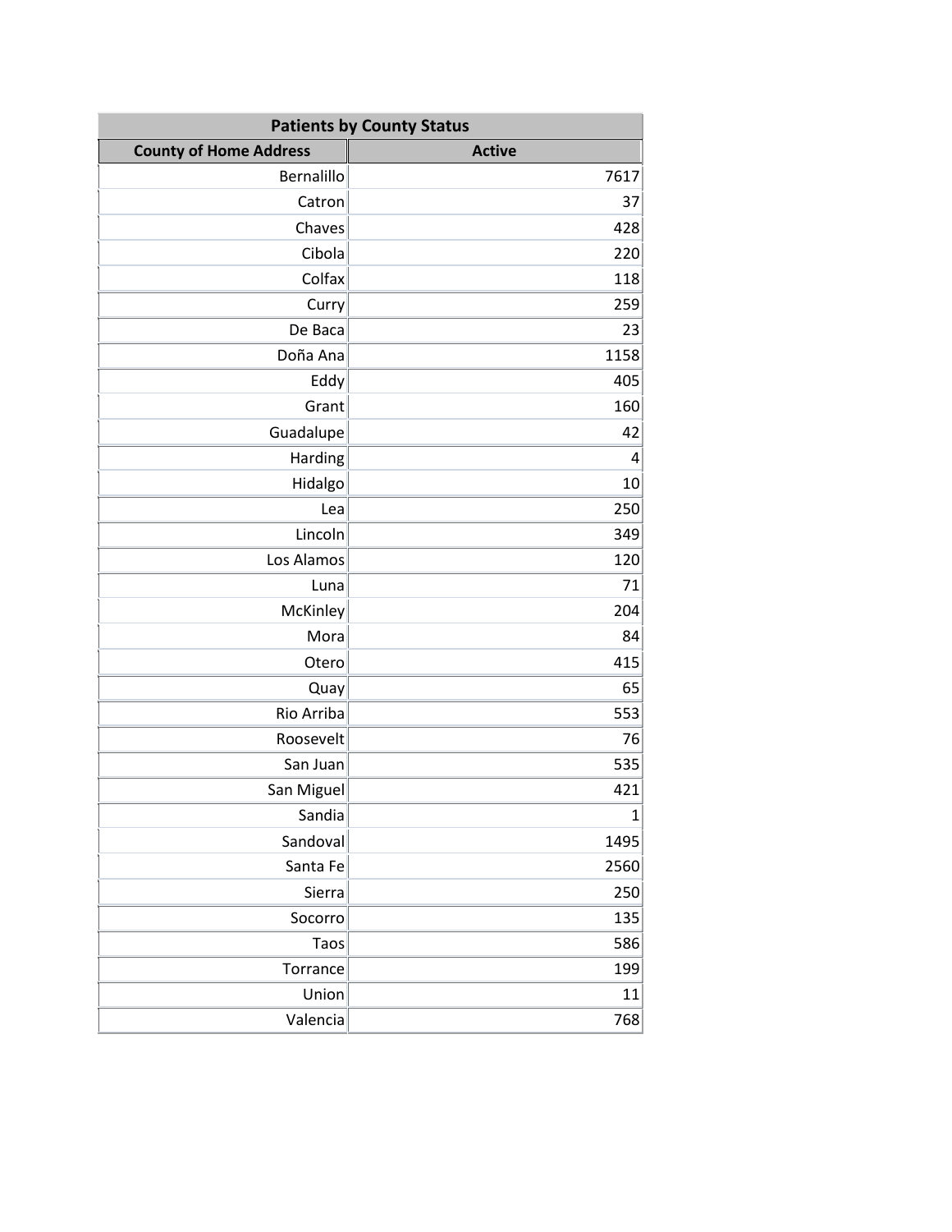| Patients by County Status | |
|---|---|
| **County of Home Address** | **Active** |
| Bernalillo | 7617 |
| Catron | 37 |
| Chaves | 428 |
| Cibola | 220 |
| Colfax | 118 |
| Curry | 259 |
| De Baca | 23 |
| Doña Ana | 1158 |
| Eddy | 405 |
| Grant | 160 |
| Guadalupe | 42 |
| Harding | 4 |
| Hidalgo | 10 |
| Lea | 250 |
| Lincoln | 349 |
| Los Alamos | 120 |
| Luna | 71 |
| McKinley | 204 |
| Mora | 84 |
| Otero | 415 |
| Quay | 65 |
| Rio Arriba | 553 |
| Roosevelt | 76 |
| San Juan | 535 |
| San Miguel | 421 |
| Sandia | 1 |
| Sandoval | 1495 |
| Santa Fe | 2560 |
| Sierra | 250 |
| Socorro | 135 |
| Taos | 586 |
| Torrance | 199 |
| Union | 11 |
| Valencia | 768 |